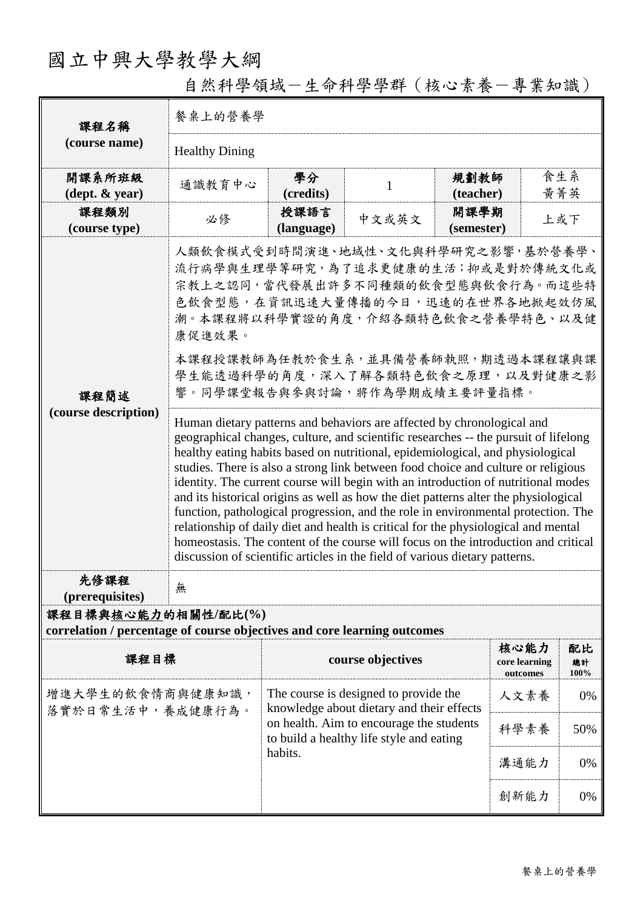# 國立中興大學教學大綱

## 自然科學領域－生命科學學群（核心素養－專業知識）

| 課程名稱 (course name) | 餐桌上的營養學 | | | | |
|---|---|---|---|---|---|
| | Healthy Dining | | | | |
| 開課系所班級 (dept. & year) | 通識教育中心 | 學分 (credits) | 1 | 規劃教師 (teacher) | 食生系 黃菁英 |
| 課程類別 (course type) | 必修 | 授課語言 (language) | 中文或英文 | 開課學期 (semester) | 上或下 |
| 課程簡述 (course description) | 人類飲食模式受到時間演進、地域性、文化與科學研究之影響，基於營養學、流行病學與生理學等研究，為了追求更健康的生活；抑或是對於傳統文化或宗教上之認同，當代發展出許多不同種類的飲食型態與飲食行為。而這些特色飲食型態，在資訊迅速大量傳播的今日，迅速的在世界各地掀起效仿風潮。本課程將以科學實證的角度，介紹各類特色飲食之營養學特色、以及健康促進效果。<br><br>本課程授課教師為任教於食生系，並具備營養師執照，期透過本課程讓與課學生能透過科學的角度，深入了解各類特色飲食之原理，以及對健康之影響。同學課堂報告與參與討論，將作為學期成績主要評量指標。<br><br>Human dietary patterns and behaviors are affected by chronological and geographical changes, culture, and scientific researches -- the pursuit of lifelong healthy eating habits based on nutritional, epidemiological, and physiological studies. There is also a strong link between food choice and culture or religious identity. The current course will begin with an introduction of nutritional modes and its historical origins as well as how the diet patterns alter the physiological function, pathological progression, and the role in environmental protection. The relationship of daily diet and health is critical for the physiological and mental homeostasis. The content of the course will focus on the introduction and critical discussion of scientific articles in the field of various dietary patterns. | | | | |
| 先修課程 (prerequisites) | 無 | | | | |

**課程目標與核心能力的相關性/配比(%)**
**correlation / percentage of course objectives and core learning outcomes**

| 課程目標 | course objectives | 核心能力 core learning outcomes | 配比 總計 100% |
|---|---|---|---|
| 增進大學生的飲食情商與健康知識，落實於日常生活中，養成健康行為。 | The course is designed to provide the knowledge about dietary and their effects on health. Aim to encourage the students to build a healthy life style and eating habits. | 人文素養 | 0% |
| | | 科學素養 | 50% |
| | | 溝通能力 | 0% |
| | | 創新能力 | 0% |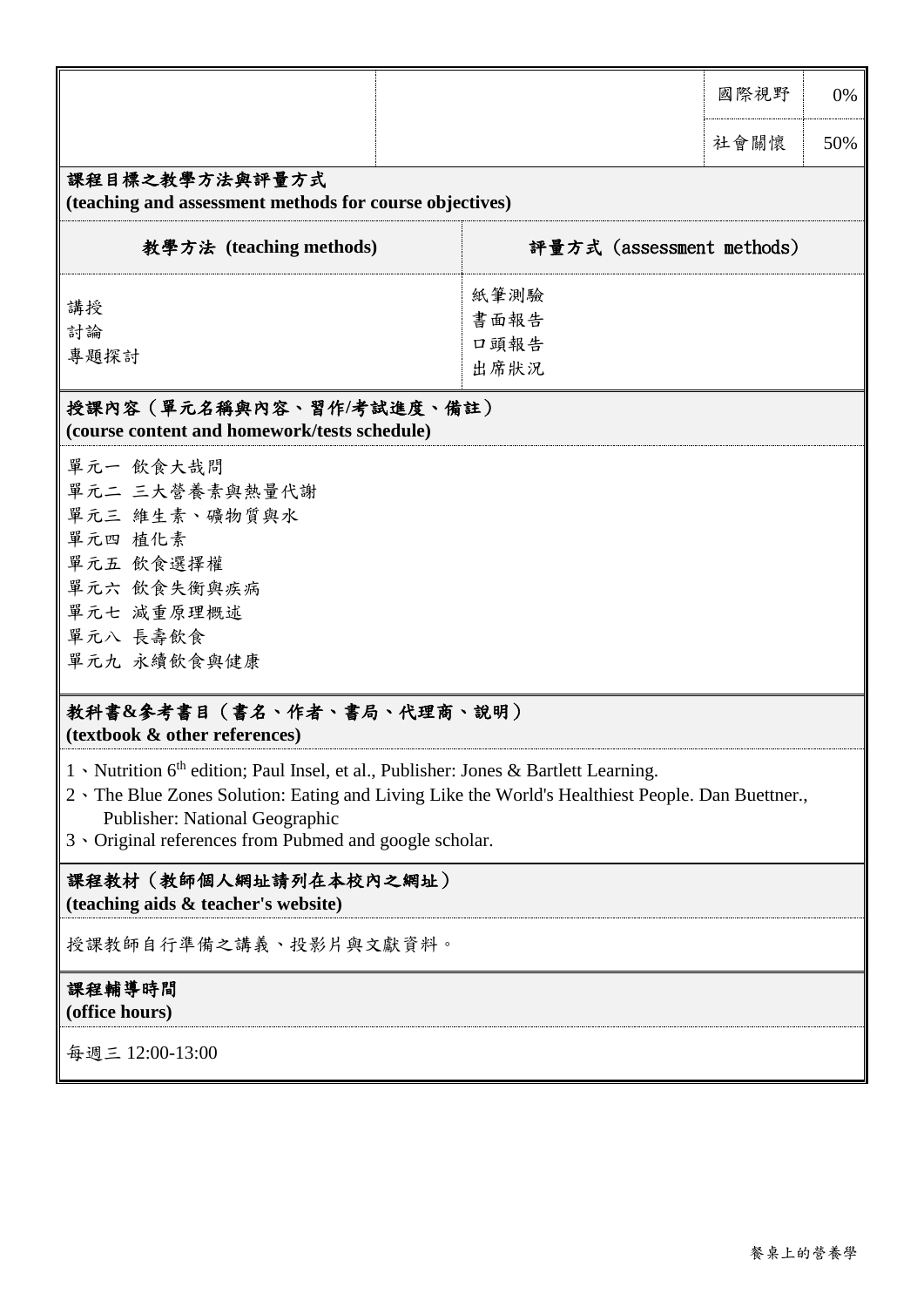| | | | |
|---|---|---|---|
| | | 國際視野 | 0% |
| | | 社會關懷 | 50% |

**課程目標之教學方法與評量方式**
**(teaching and assessment methods for course objectives)**

| 教學方法 (teaching methods) | 評量方式 (assessment methods) |
|---|---|
| 講授<br>討論<br>專題探討 | 紙筆測驗<br>書面報告<br>口頭報告<br>出席狀況 |

**授課內容（單元名稱與內容、習作/考試進度、備註）**
**(course content and homework/tests schedule)**

單元一 飲食大哉問
單元二 三大營養素與熱量代謝
單元三 維生素、礦物質與水
單元四 植化素
單元五 飲食選擇權
單元六 飲食失衡與疾病
單元七 減重原理概述
單元八 長壽飲食
單元九 永續飲食與健康

**教科書&參考書目（書名、作者、書局、代理商、說明）**
**(textbook & other references)**

1、Nutrition 6th edition; Paul Insel, et al., Publisher: Jones & Bartlett Learning.
2、The Blue Zones Solution: Eating and Living Like the World's Healthiest People. Dan Buettner., Publisher: National Geographic
3、Original references from Pubmed and google scholar.

**課程教材（教師個人網址請列在本校內之網址）**
**(teaching aids & teacher's website)**

授課教師自行準備之講義、投影片與文獻資料。

**課程輔導時間**
**(office hours)**

每週三 12:00-13:00